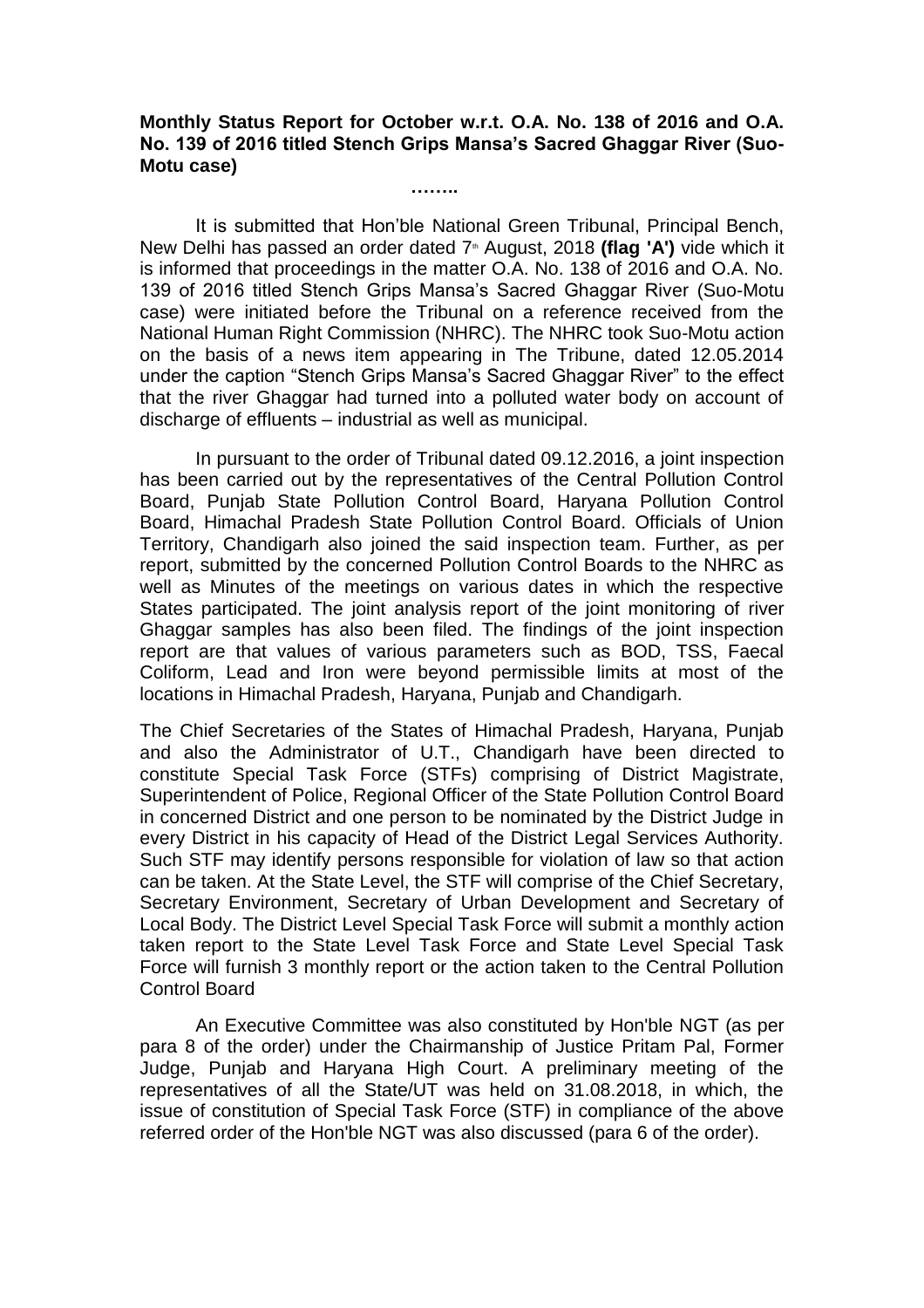**Monthly Status Report for October w.r.t. O.A. No. 138 of 2016 and O.A. No. 139 of 2016 titled Stench Grips Mansa's Sacred Ghaggar River (Suo-Motu case)**

……..

It is submitted that Hon'ble National Green Tribunal, Principal Bench, New Delhi has passed an order dated 7th August, 2018 **(flag 'A')** vide which it is informed that proceedings in the matter O.A. No. 138 of 2016 and O.A. No. 139 of 2016 titled Stench Grips Mansa's Sacred Ghaggar River (Suo-Motu case) were initiated before the Tribunal on a reference received from the National Human Right Commission (NHRC). The NHRC took Suo-Motu action on the basis of a news item appearing in The Tribune, dated 12.05.2014 under the caption "Stench Grips Mansa's Sacred Ghaggar River" to the effect that the river Ghaggar had turned into a polluted water body on account of discharge of effluents – industrial as well as municipal.

In pursuant to the order of Tribunal dated 09.12.2016, a joint inspection has been carried out by the representatives of the Central Pollution Control Board, Punjab State Pollution Control Board, Haryana Pollution Control Board, Himachal Pradesh State Pollution Control Board. Officials of Union Territory, Chandigarh also joined the said inspection team. Further, as per report, submitted by the concerned Pollution Control Boards to the NHRC as well as Minutes of the meetings on various dates in which the respective States participated. The joint analysis report of the joint monitoring of river Ghaggar samples has also been filed. The findings of the joint inspection report are that values of various parameters such as BOD, TSS, Faecal Coliform, Lead and Iron were beyond permissible limits at most of the locations in Himachal Pradesh, Haryana, Punjab and Chandigarh.

The Chief Secretaries of the States of Himachal Pradesh, Haryana, Punjab and also the Administrator of U.T., Chandigarh have been directed to constitute Special Task Force (STFs) comprising of District Magistrate, Superintendent of Police, Regional Officer of the State Pollution Control Board in concerned District and one person to be nominated by the District Judge in every District in his capacity of Head of the District Legal Services Authority. Such STF may identify persons responsible for violation of law so that action can be taken. At the State Level, the STF will comprise of the Chief Secretary, Secretary Environment, Secretary of Urban Development and Secretary of Local Body. The District Level Special Task Force will submit a monthly action taken report to the State Level Task Force and State Level Special Task Force will furnish 3 monthly report or the action taken to the Central Pollution Control Board

An Executive Committee was also constituted by Hon'ble NGT (as per para 8 of the order) under the Chairmanship of Justice Pritam Pal, Former Judge, Punjab and Haryana High Court. A preliminary meeting of the representatives of all the State/UT was held on 31.08.2018, in which, the issue of constitution of Special Task Force (STF) in compliance of the above referred order of the Hon'ble NGT was also discussed (para 6 of the order).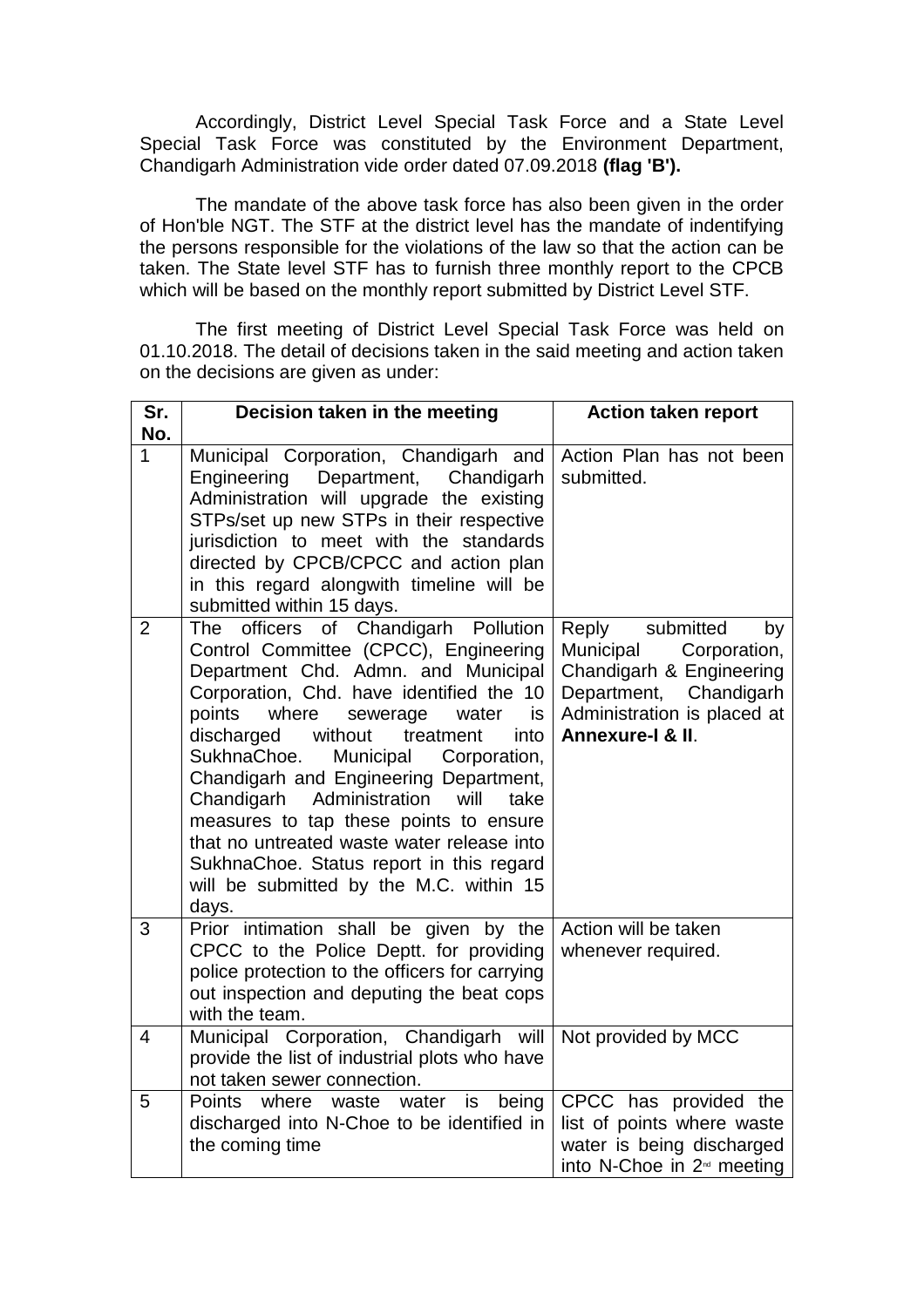Accordingly, District Level Special Task Force and a State Level Special Task Force was constituted by the Environment Department, Chandigarh Administration vide order dated 07.09.2018 **(flag 'B').**

The mandate of the above task force has also been given in the order of Hon'ble NGT. The STF at the district level has the mandate of indentifying the persons responsible for the violations of the law so that the action can be taken. The State level STF has to furnish three monthly report to the CPCB which will be based on the monthly report submitted by District Level STF.

The first meeting of District Level Special Task Force was held on 01.10.2018. The detail of decisions taken in the said meeting and action taken on the decisions are given as under:

| Sr. No. | Decision taken in the meeting | Action taken report |
|---|---|---|
| 1 | Municipal Corporation, Chandigarh and Engineering Department, Chandigarh Administration will upgrade the existing STPs/set up new STPs in their respective jurisdiction to meet with the standards directed by CPCB/CPCC and action plan in this regard alongwith timeline will be submitted within 15 days. | Action Plan has not been submitted. |
| 2 | The officers of Chandigarh Pollution Control Committee (CPCC), Engineering Department Chd. Admn. and Municipal Corporation, Chd. have identified the 10 points where sewerage water is discharged without treatment into SukhnaChoe. Municipal Corporation, Chandigarh and Engineering Department, Chandigarh Administration will take measures to tap these points to ensure that no untreated waste water release into SukhnaChoe. Status report in this regard will be submitted by the M.C. within 15 days. | Reply submitted by Municipal Corporation, Chandigarh & Engineering Department, Chandigarh Administration is placed at **Annexure-I & II**. |
| 3 | Prior intimation shall be given by the CPCC to the Police Deptt. for providing police protection to the officers for carrying out inspection and deputing the beat cops with the team. | Action will be taken whenever required. |
| 4 | Municipal Corporation, Chandigarh will provide the list of industrial plots who have not taken sewer connection. | Not provided by MCC |
| 5 | Points where waste water is being discharged into N-Choe to be identified in the coming time | CPCC has provided the list of points where waste water is being discharged into N-Choe in 2nd meeting |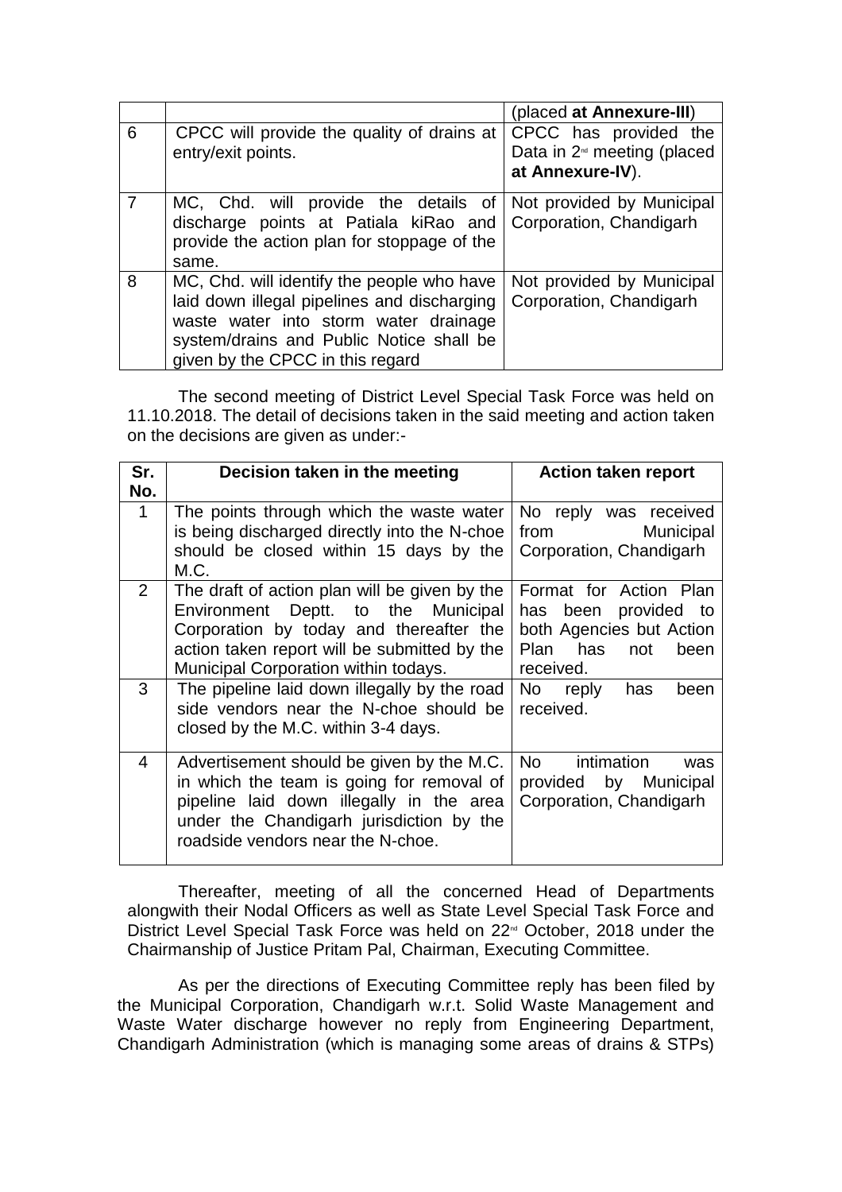| | | (placed **at Annexure-III**) |
|---|---|---|
| 6 | CPCC will provide the quality of drains at entry/exit points. | CPCC has provided the Data in 2nd meeting (placed **at Annexure-IV**). |
| 7 | MC, Chd. will provide the details of discharge points at Patiala kiRao and provide the action plan for stoppage of the same. | Not provided by Municipal Corporation, Chandigarh |
| 8 | MC, Chd. will identify the people who have laid down illegal pipelines and discharging waste water into storm water drainage system/drains and Public Notice shall be given by the CPCC in this regard | Not provided by Municipal Corporation, Chandigarh |

The second meeting of District Level Special Task Force was held on 11.10.2018. The detail of decisions taken in the said meeting and action taken on the decisions are given as under:-

| Sr. No. | Decision taken in the meeting | Action taken report |
|---|---|---|
| 1 | The points through which the waste water is being discharged directly into the N-choe should be closed within 15 days by the M.C. | No reply was received from Municipal Corporation, Chandigarh |
| 2 | The draft of action plan will be given by the Environment Deptt. to the Municipal Corporation by today and thereafter the action taken report will be submitted by the Municipal Corporation within todays. | Format for Action Plan has been provided to both Agencies but Action Plan has not been received. |
| 3 | The pipeline laid down illegally by the road side vendors near the N-choe should be closed by the M.C. within 3-4 days. | No reply has been received. |
| 4 | Advertisement should be given by the M.C. in which the team is going for removal of pipeline laid down illegally in the area under the Chandigarh jurisdiction by the roadside vendors near the N-choe. | No intimation was provided by Municipal Corporation, Chandigarh |

Thereafter, meeting of all the concerned Head of Departments alongwith their Nodal Officers as well as State Level Special Task Force and District Level Special Task Force was held on 22nd October, 2018 under the Chairmanship of Justice Pritam Pal, Chairman, Executing Committee.

As per the directions of Executing Committee reply has been filed by the Municipal Corporation, Chandigarh w.r.t. Solid Waste Management and Waste Water discharge however no reply from Engineering Department, Chandigarh Administration (which is managing some areas of drains & STPs)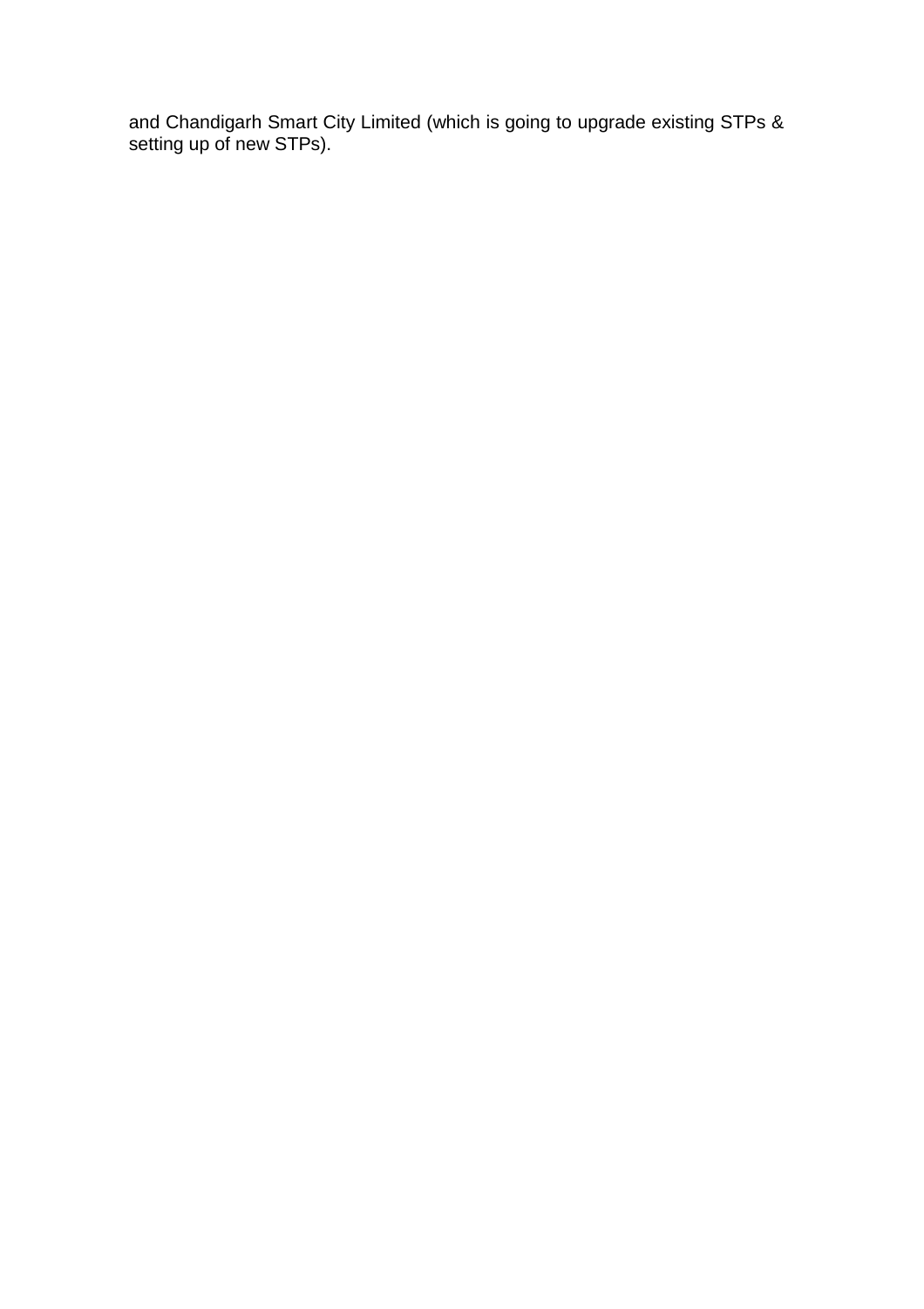and Chandigarh Smart City Limited (which is going to upgrade existing STPs & setting up of new STPs).